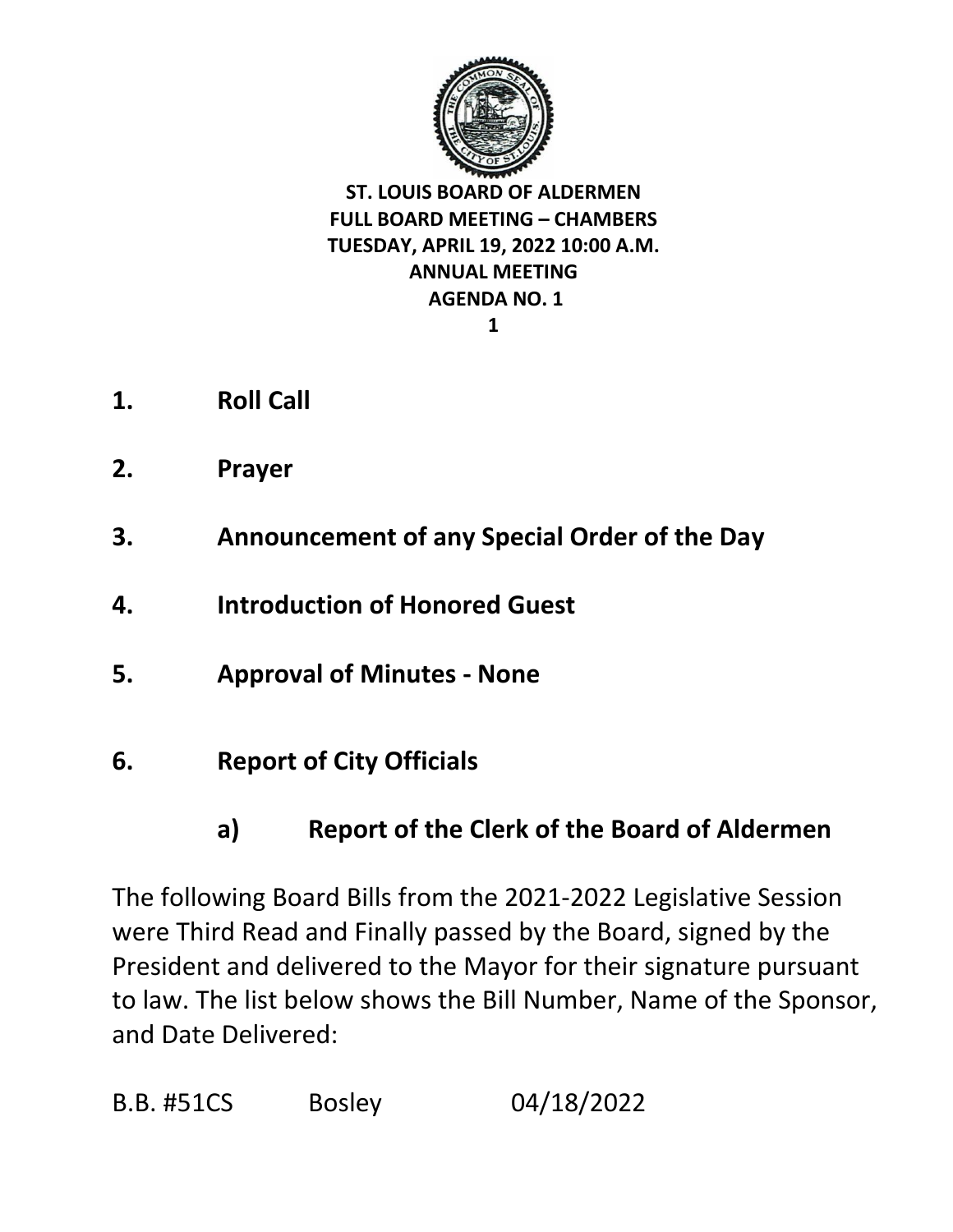**ST. LOUIS BOARD OF ALDERMEN**
**FULL BOARD MEETING – CHAMBERS**
**TUESDAY, APRIL 19, 2022 10:00 A.M.**
**ANNUAL MEETING**
**AGENDA NO. 1**

**1. Roll Call**

**2. Prayer**

**3. Announcement of any Special Order of the Day**

**4. Introduction of Honored Guest**

**5. Approval of Minutes - None**

**6. Report of City Officials**

**a) Report of the Clerk of the Board of Aldermen**

The following Board Bills from the 2021-2022 Legislative Session were Third Read and Finally passed by the Board, signed by the President and delivered to the Mayor for their signature pursuant to law. The list below shows the Bill Number, Name of the Sponsor, and Date Delivered:

| | | |
|---|---|---|
| B.B. #51CS | Bosley | 04/18/2022 |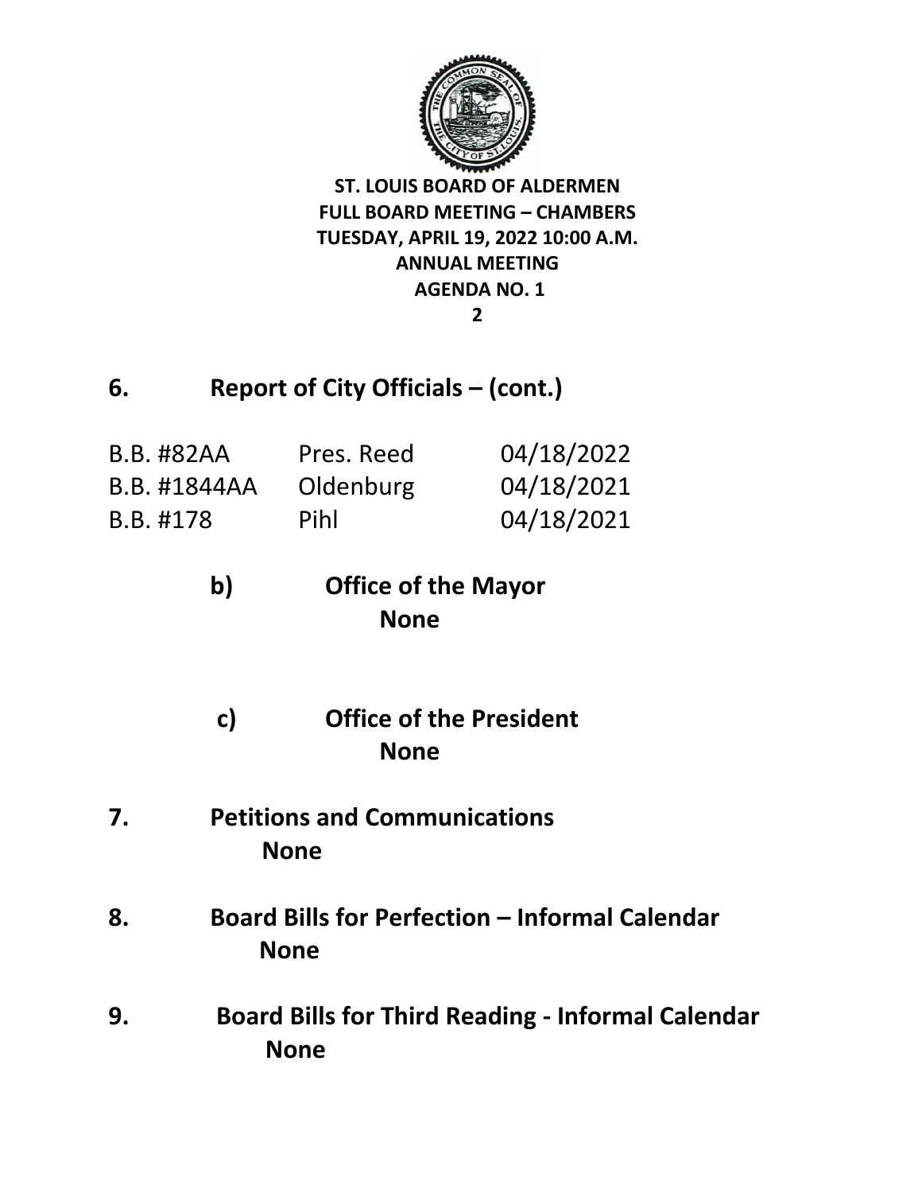**ST. LOUIS BOARD OF ALDERMEN**
**FULL BOARD MEETING – CHAMBERS**
**TUESDAY, APRIL 19, 2022 10:00 A.M.**
**ANNUAL MEETING**
**AGENDA NO. 1**

## 6. Report of City Officials – (cont.)

| | | |
|---|---|---|
| B.B. #82AA | Pres. Reed | 04/18/2022 |
| B.B. #1844AA | Oldenburg | 04/18/2021 |
| B.B. #178 | Pihl | 04/18/2021 |

### b) Office of the Mayor

**None**

### c) Office of the President

**None**

## 7. Petitions and Communications

**None**

## 8. Board Bills for Perfection – Informal Calendar

**None**

## 9. Board Bills for Third Reading - Informal Calendar

**None**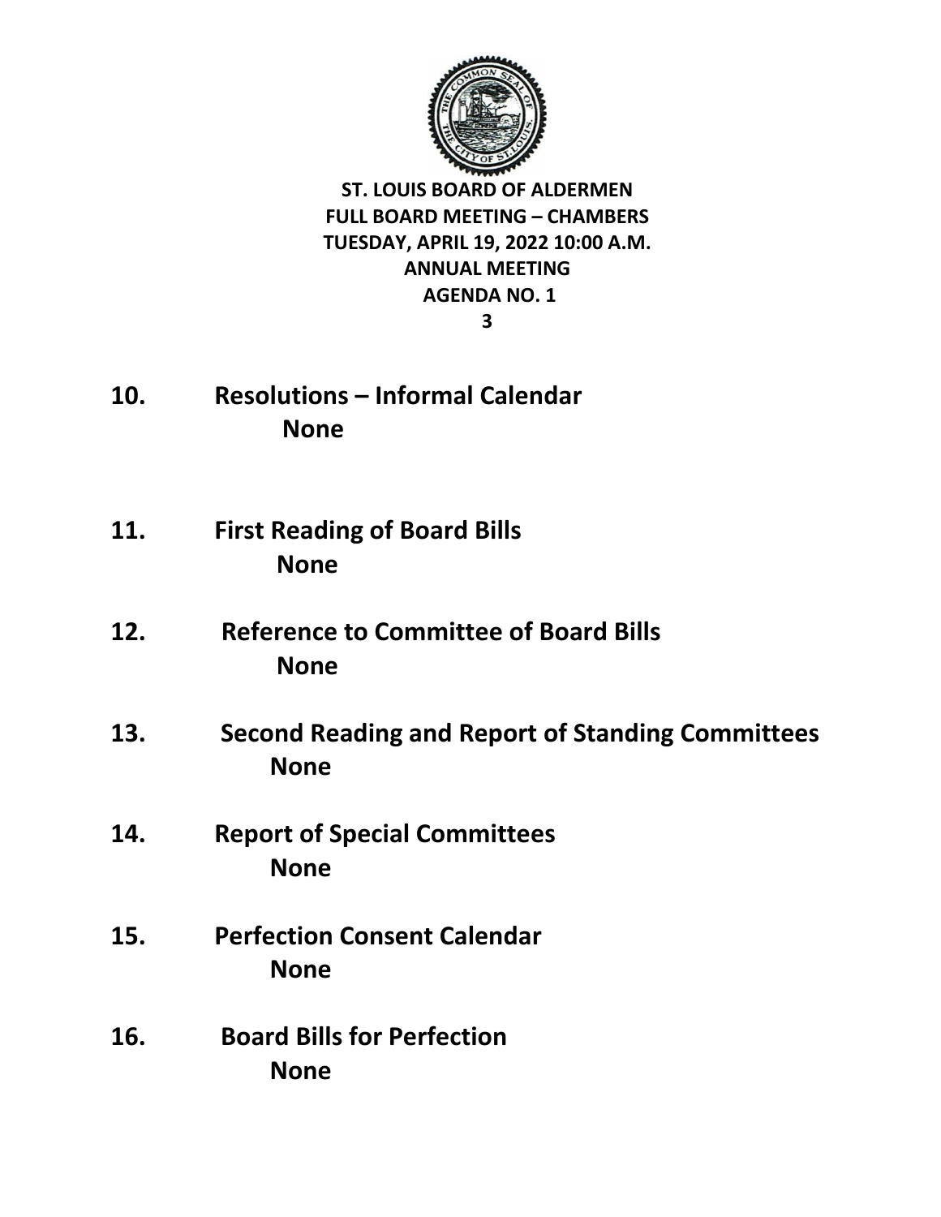**ST. LOUIS BOARD OF ALDERMEN**
**FULL BOARD MEETING – CHAMBERS**
**TUESDAY, APRIL 19, 2022 10:00 A.M.**
**ANNUAL MEETING**
**AGENDA NO. 1**

**10. Resolutions – Informal Calendar**

**None**

**11. First Reading of Board Bills**

**None**

**12. Reference to Committee of Board Bills**

**None**

**13. Second Reading and Report of Standing Committees**

**None**

**14. Report of Special Committees**

**None**

**15. Perfection Consent Calendar**

**None**

**16. Board Bills for Perfection**

**None**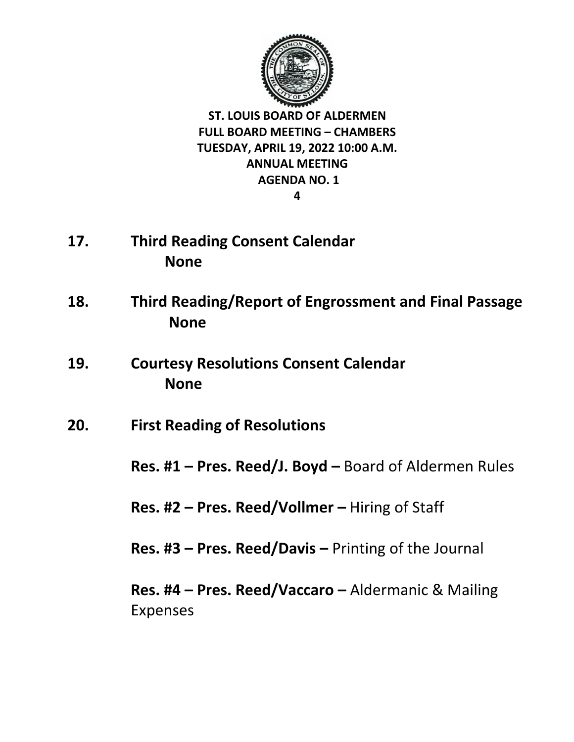**ST. LOUIS BOARD OF ALDERMEN**
**FULL BOARD MEETING – CHAMBERS**
**TUESDAY, APRIL 19, 2022 10:00 A.M.**
**ANNUAL MEETING**
**AGENDA NO. 1**

**17. Third Reading Consent Calendar**
**None**

**18. Third Reading/Report of Engrossment and Final Passage**
**None**

**19. Courtesy Resolutions Consent Calendar**
**None**

**20. First Reading of Resolutions**

**Res. #1 – Pres. Reed/J. Boyd –** Board of Aldermen Rules

**Res. #2 – Pres. Reed/Vollmer –** Hiring of Staff

**Res. #3 – Pres. Reed/Davis –** Printing of the Journal

**Res. #4 – Pres. Reed/Vaccaro –** Aldermanic & Mailing Expenses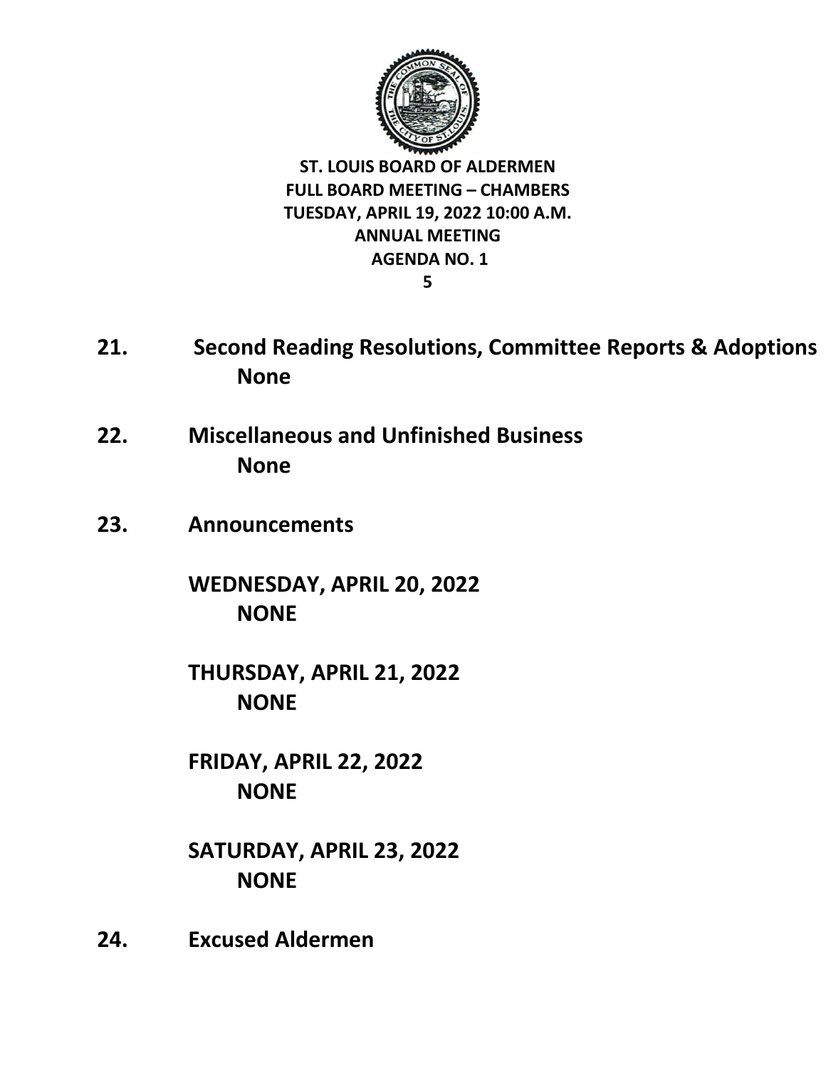**ST. LOUIS BOARD OF ALDERMEN**
**FULL BOARD MEETING – CHAMBERS**
**TUESDAY, APRIL 19, 2022 10:00 A.M.**
**ANNUAL MEETING**
**AGENDA NO. 1**

## 21. Second Reading Resolutions, Committee Reports & Adoptions

**None**

## 22. Miscellaneous and Unfinished Business

**None**

## 23. Announcements

**WEDNESDAY, APRIL 20, 2022**

**NONE**

**THURSDAY, APRIL 21, 2022**

**NONE**

**FRIDAY, APRIL 22, 2022**

**NONE**

**SATURDAY, APRIL 23, 2022**

**NONE**

## 24. Excused Aldermen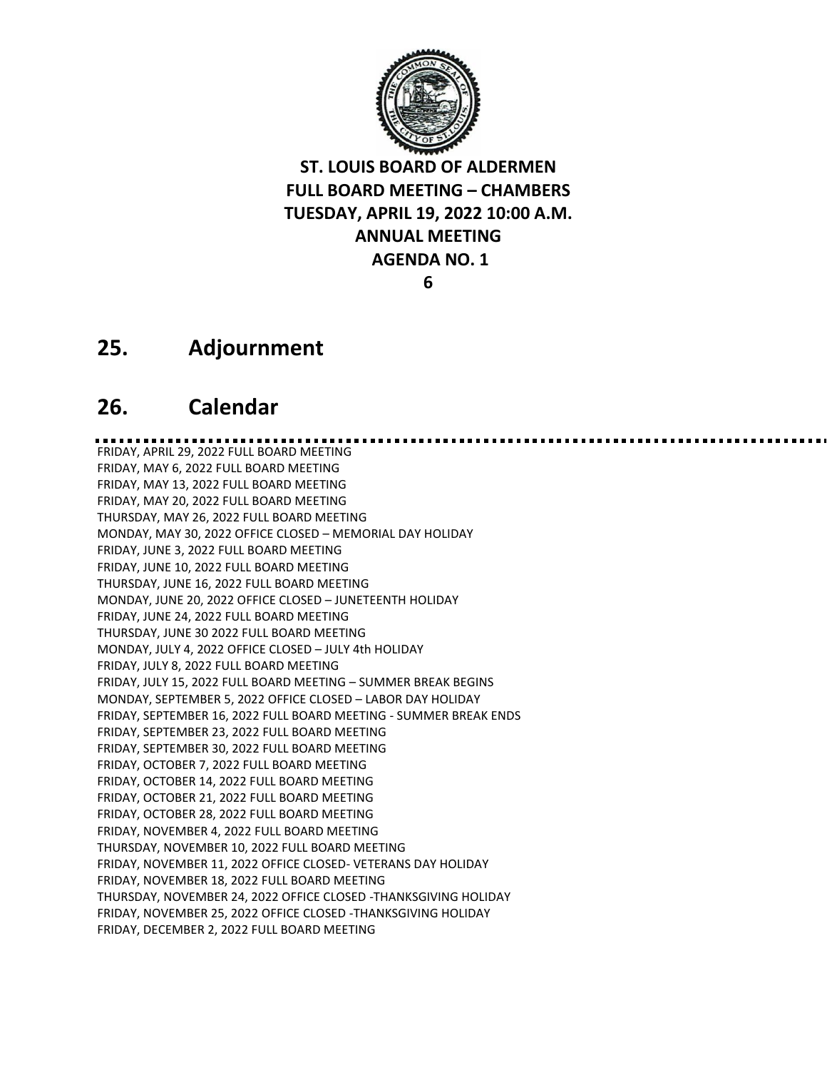**ST. LOUIS BOARD OF ALDERMEN**
**FULL BOARD MEETING – CHAMBERS**
**TUESDAY, APRIL 19, 2022 10:00 A.M.**
**ANNUAL MEETING**
**AGENDA NO. 1**

## 25. Adjournment

## 26. Calendar

FRIDAY, APRIL 29, 2022 FULL BOARD MEETING
FRIDAY, MAY 6, 2022 FULL BOARD MEETING
FRIDAY, MAY 13, 2022 FULL BOARD MEETING
FRIDAY, MAY 20, 2022 FULL BOARD MEETING
THURSDAY, MAY 26, 2022 FULL BOARD MEETING
MONDAY, MAY 30, 2022 OFFICE CLOSED – MEMORIAL DAY HOLIDAY
FRIDAY, JUNE 3, 2022 FULL BOARD MEETING
FRIDAY, JUNE 10, 2022 FULL BOARD MEETING
THURSDAY, JUNE 16, 2022 FULL BOARD MEETING
MONDAY, JUNE 20, 2022 OFFICE CLOSED – JUNETEENTH HOLIDAY
FRIDAY, JUNE 24, 2022 FULL BOARD MEETING
THURSDAY, JUNE 30 2022 FULL BOARD MEETING
MONDAY, JULY 4, 2022 OFFICE CLOSED – JULY 4th HOLIDAY
FRIDAY, JULY 8, 2022 FULL BOARD MEETING
FRIDAY, JULY 15, 2022 FULL BOARD MEETING – SUMMER BREAK BEGINS
MONDAY, SEPTEMBER 5, 2022 OFFICE CLOSED – LABOR DAY HOLIDAY
FRIDAY, SEPTEMBER 16, 2022 FULL BOARD MEETING - SUMMER BREAK ENDS
FRIDAY, SEPTEMBER 23, 2022 FULL BOARD MEETING
FRIDAY, SEPTEMBER 30, 2022 FULL BOARD MEETING
FRIDAY, OCTOBER 7, 2022 FULL BOARD MEETING
FRIDAY, OCTOBER 14, 2022 FULL BOARD MEETING
FRIDAY, OCTOBER 21, 2022 FULL BOARD MEETING
FRIDAY, OCTOBER 28, 2022 FULL BOARD MEETING
FRIDAY, NOVEMBER 4, 2022 FULL BOARD MEETING
THURSDAY, NOVEMBER 10, 2022 FULL BOARD MEETING
FRIDAY, NOVEMBER 11, 2022 OFFICE CLOSED- VETERANS DAY HOLIDAY
FRIDAY, NOVEMBER 18, 2022 FULL BOARD MEETING
THURSDAY, NOVEMBER 24, 2022 OFFICE CLOSED -THANKSGIVING HOLIDAY
FRIDAY, NOVEMBER 25, 2022 OFFICE CLOSED -THANKSGIVING HOLIDAY
FRIDAY, DECEMBER 2, 2022 FULL BOARD MEETING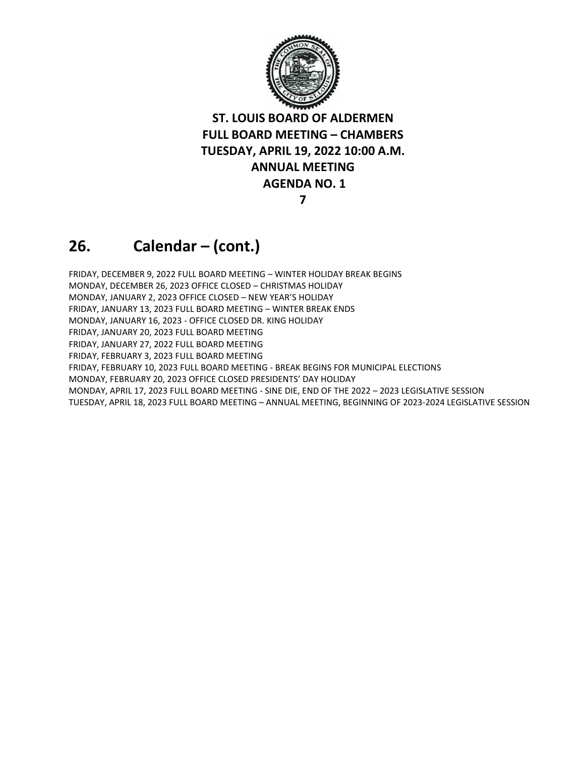**ST. LOUIS BOARD OF ALDERMEN**
**FULL BOARD MEETING – CHAMBERS**
**TUESDAY, APRIL 19, 2022 10:00 A.M.**
**ANNUAL MEETING**
**AGENDA NO. 1**

# 26. Calendar – (cont.)

FRIDAY, DECEMBER 9, 2022 FULL BOARD MEETING – WINTER HOLIDAY BREAK BEGINS
MONDAY, DECEMBER 26, 2023 OFFICE CLOSED – CHRISTMAS HOLIDAY
MONDAY, JANUARY 2, 2023 OFFICE CLOSED – NEW YEAR'S HOLIDAY
FRIDAY, JANUARY 13, 2023 FULL BOARD MEETING – WINTER BREAK ENDS
MONDAY, JANUARY 16, 2023 - OFFICE CLOSED DR. KING HOLIDAY
FRIDAY, JANUARY 20, 2023 FULL BOARD MEETING
FRIDAY, JANUARY 27, 2022 FULL BOARD MEETING
FRIDAY, FEBRUARY 3, 2023 FULL BOARD MEETING
FRIDAY, FEBRUARY 10, 2023 FULL BOARD MEETING - BREAK BEGINS FOR MUNICIPAL ELECTIONS
MONDAY, FEBRUARY 20, 2023 OFFICE CLOSED PRESIDENTS' DAY HOLIDAY
MONDAY, APRIL 17, 2023 FULL BOARD MEETING - SINE DIE, END OF THE 2022 – 2023 LEGISLATIVE SESSION
TUESDAY, APRIL 18, 2023 FULL BOARD MEETING – ANNUAL MEETING, BEGINNING OF 2023-2024 LEGISLATIVE SESSION